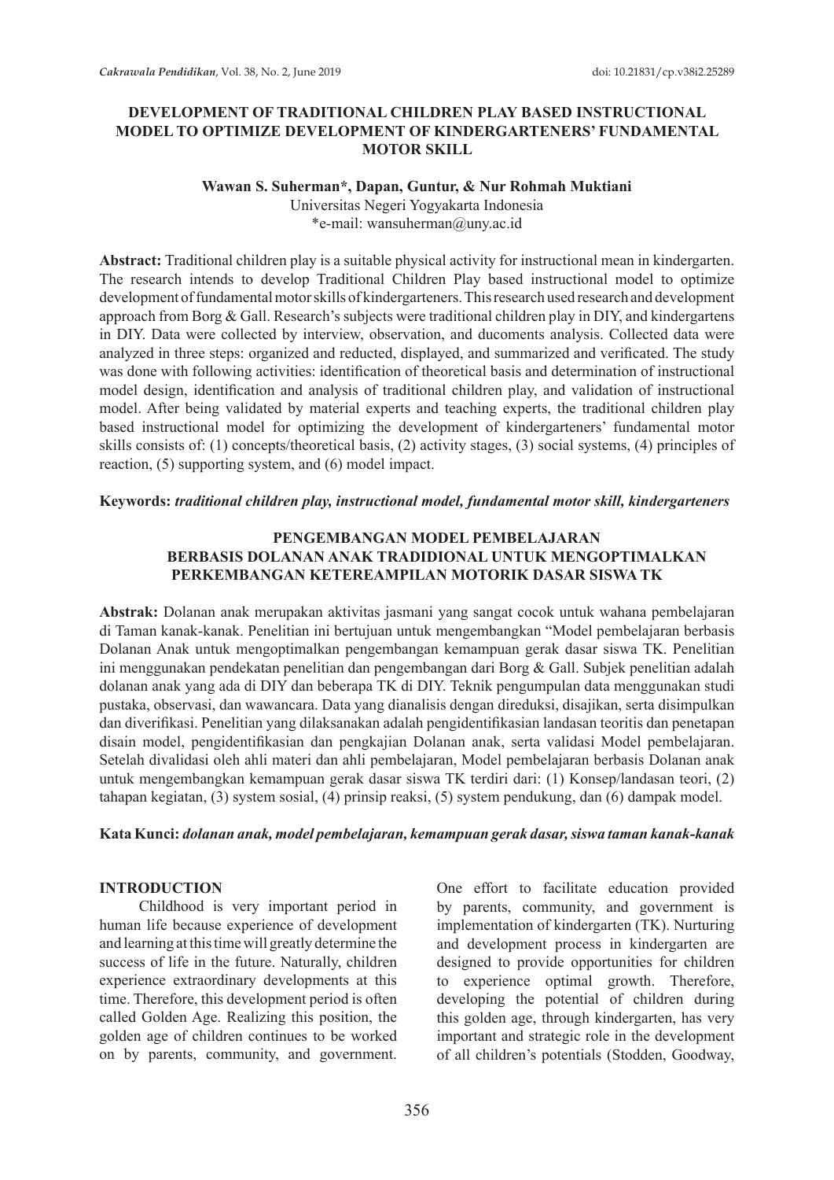# DEVELOPMENT OF TRADITIONAL CHILDREN PLAY BASED INSTRUCTIONAL MODEL TO OPTIMIZE DEVELOPMENT OF KINDERGARTENERS' FUNDAMENTAL MOTOR SKILL

**Wawan S. Suherman*, Dapan, Guntur, & Nur Rohmah Muktiani**

Universitas Negeri Yogyakarta Indonesia

*e-mail: wansuherman@uny.ac.id

**Abstract:** Traditional children play is a suitable physical activity for instructional mean in kindergarten. The research intends to develop Traditional Children Play based instructional model to optimize development of fundamental motor skills of kindergarteners. This research used research and development approach from Borg & Gall. Research's subjects were traditional children play in DIY, and kindergartens in DIY. Data were collected by interview, observation, and ducoments analysis. Collected data were analyzed in three steps: organized and reducted, displayed, and summarized and verificated. The study was done with following activities: identification of theoretical basis and determination of instructional model design, identification and analysis of traditional children play, and validation of instructional model. After being validated by material experts and teaching experts, the traditional children play based instructional model for optimizing the development of kindergarteners' fundamental motor skills consists of: (1) concepts/theoretical basis, (2) activity stages, (3) social systems, (4) principles of reaction, (5) supporting system, and (6) model impact.

**Keywords:** ***traditional children play, instructional model, fundamental motor skill, kindergarteners***

## PENGEMBANGAN MODEL PEMBELAJARAN BERBASIS DOLANAN ANAK TRADIDIONAL UNTUK MENGOPTIMALKAN PERKEMBANGAN KETEREAMPILAN MOTORIK DASAR SISWA TK

**Abstrak:** Dolanan anak merupakan aktivitas jasmani yang sangat cocok untuk wahana pembelajaran di Taman kanak-kanak. Penelitian ini bertujuan untuk mengembangkan "Model pembelajaran berbasis Dolanan Anak untuk mengoptimalkan pengembangan kemampuan gerak dasar siswa TK. Penelitian ini menggunakan pendekatan penelitian dan pengembangan dari Borg & Gall. Subjek penelitian adalah dolanan anak yang ada di DIY dan beberapa TK di DIY. Teknik pengumpulan data menggunakan studi pustaka, observasi, dan wawancara. Data yang dianalisis dengan direduksi, disajikan, serta disimpulkan dan diverifikasi. Penelitian yang dilaksanakan adalah pengidentifikasian landasan teoritis dan penetapan disain model, pengidentifikasian dan pengkajian Dolanan anak, serta validasi Model pembelajaran. Setelah divalidasi oleh ahli materi dan ahli pembelajaran, Model pembelajaran berbasis Dolanan anak untuk mengembangkan kemampuan gerak dasar siswa TK terdiri dari: (1) Konsep/landasan teori, (2) tahapan kegiatan, (3) system sosial, (4) prinsip reaksi, (5) system pendukung, dan (6) dampak model.

**Kata Kunci:** ***dolanan anak, model pembelajaran, kemampuan gerak dasar, siswa taman kanak-kanak***

## INTRODUCTION

Childhood is very important period in human life because experience of development and learning at this time will greatly determine the success of life in the future. Naturally, children experience extraordinary developments at this time. Therefore, this development period is often called Golden Age. Realizing this position, the golden age of children continues to be worked on by parents, community, and government. One effort to facilitate education provided by parents, community, and government is implementation of kindergarten (TK). Nurturing and development process in kindergarten are designed to provide opportunities for children to experience optimal growth. Therefore, developing the potential of children during this golden age, through kindergarten, has very important and strategic role in the development of all children's potentials (Stodden, Goodway,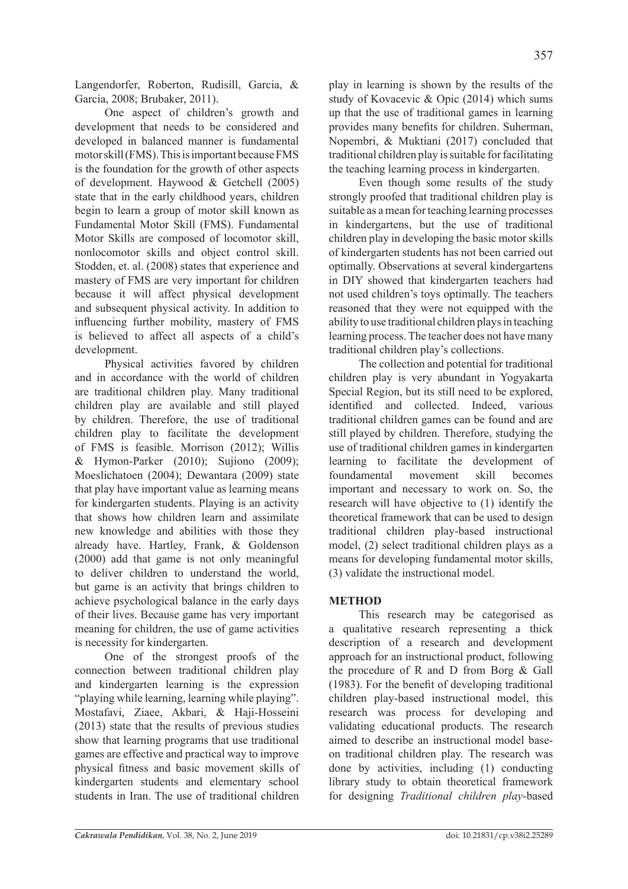Langendorfer, Roberton, Rudisill, Garcia, & Garcia, 2008; Brubaker, 2011).

One aspect of children's growth and development that needs to be considered and developed in balanced manner is fundamental motor skill (FMS). This is important because FMS is the foundation for the growth of other aspects of development. Haywood & Getchell (2005) state that in the early childhood years, children begin to learn a group of motor skill known as Fundamental Motor Skill (FMS). Fundamental Motor Skills are composed of locomotor skill, nonlocomotor skills and object control skill. Stodden, et. al. (2008) states that experience and mastery of FMS are very important for children because it will affect physical development and subsequent physical activity. In addition to influencing further mobility, mastery of FMS is believed to affect all aspects of a child's development.

Physical activities favored by children and in accordance with the world of children are traditional children play. Many traditional children play are available and still played by children. Therefore, the use of traditional children play to facilitate the development of FMS is feasible. Morrison (2012); Willis & Hymon-Parker (2010); Sujiono (2009); Moeslichatoen (2004); Dewantara (2009) state that play have important value as learning means for kindergarten students. Playing is an activity that shows how children learn and assimilate new knowledge and abilities with those they already have. Hartley, Frank, & Goldenson (2000) add that game is not only meaningful to deliver children to understand the world, but game is an activity that brings children to achieve psychological balance in the early days of their lives. Because game has very important meaning for children, the use of game activities is necessity for kindergarten.

One of the strongest proofs of the connection between traditional children play and kindergarten learning is the expression "playing while learning, learning while playing". Mostafavi, Ziaee, Akbari, & Haji-Hosseini (2013) state that the results of previous studies show that learning programs that use traditional games are effective and practical way to improve physical fitness and basic movement skills of kindergarten students and elementary school students in Iran. The use of traditional children play in learning is shown by the results of the study of Kovacevic & Opic (2014) which sums up that the use of traditional games in learning provides many benefits for children. Suherman, Nopembri, & Muktiani (2017) concluded that traditional children play is suitable for facilitating the teaching learning process in kindergarten.

Even though some results of the study strongly proofed that traditional children play is suitable as a mean for teaching learning processes in kindergartens, but the use of traditional children play in developing the basic motor skills of kindergarten students has not been carried out optimally. Observations at several kindergartens in DIY showed that kindergarten teachers had not used children's toys optimally. The teachers reasoned that they were not equipped with the ability to use traditional children plays in teaching learning process. The teacher does not have many traditional children play's collections.

The collection and potential for traditional children play is very abundant in Yogyakarta Special Region, but its still need to be explored, identified and collected. Indeed, various traditional children games can be found and are still played by children. Therefore, studying the use of traditional children games in kindergarten learning to facilitate the development of foundamental movement skill becomes important and necessary to work on. So, the research will have objective to (1) identify the theoretical framework that can be used to design traditional children play-based instructional model, (2) select traditional children plays as a means for developing fundamental motor skills, (3) validate the instructional model.

## METHOD

This research may be categorised as a qualitative research representing a thick description of a research and development approach for an instructional product, following the procedure of R and D from Borg & Gall (1983). For the benefit of developing traditional children play-based instructional model, this research was process for developing and validating educational products. The research aimed to describe an instructional model base-on traditional children play. The research was done by activities, including (1) conducting library study to obtain theoretical framework for designing *Traditional children play*-based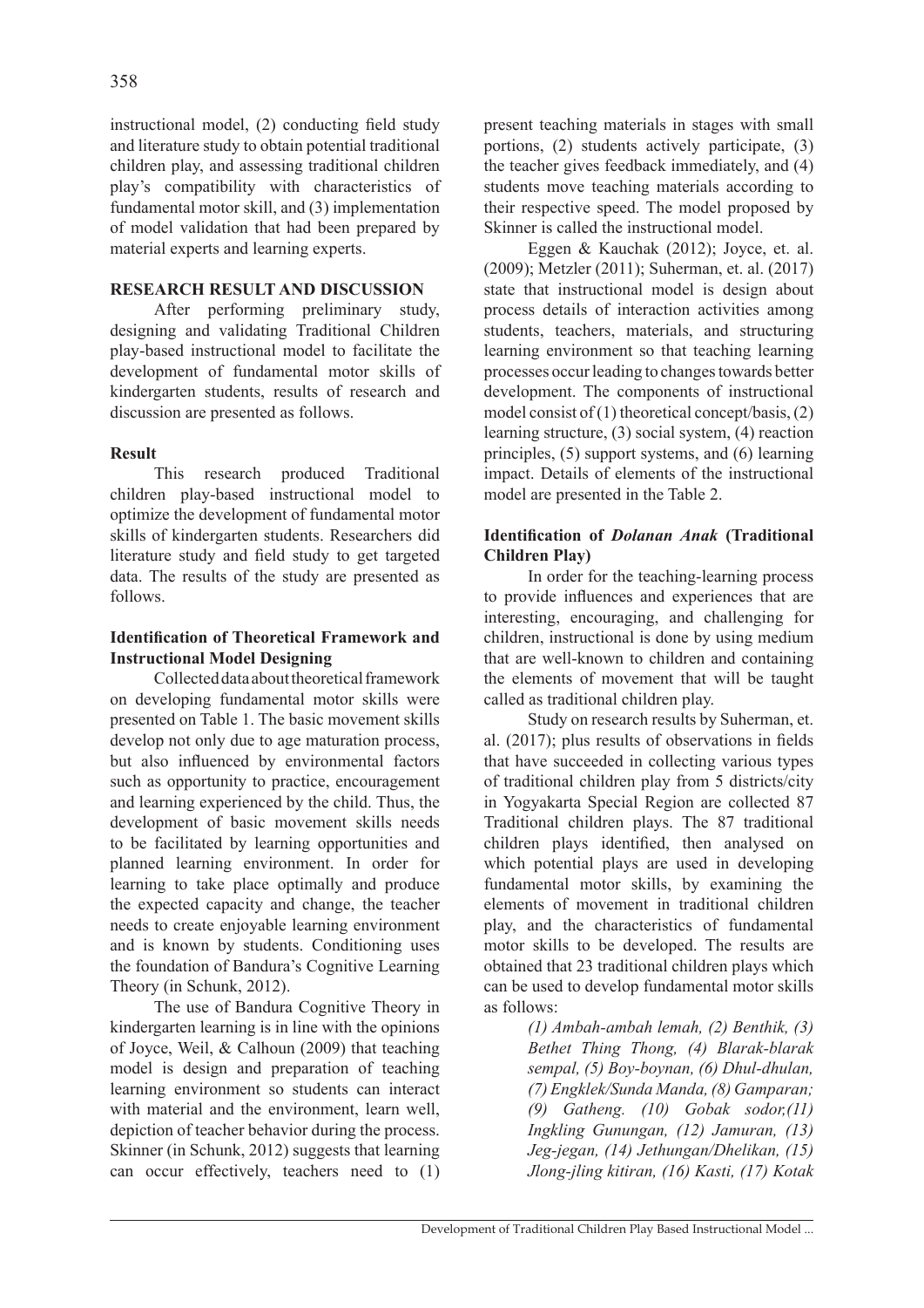instructional model, (2) conducting field study and literature study to obtain potential traditional children play, and assessing traditional children play's compatibility with characteristics of fundamental motor skill, and (3) implementation of model validation that had been prepared by material experts and learning experts.

## RESEARCH RESULT AND DISCUSSION

After performing preliminary study, designing and validating Traditional Children play-based instructional model to facilitate the development of fundamental motor skills of kindergarten students, results of research and discussion are presented as follows.

### Result

This research produced Traditional children play-based instructional model to optimize the development of fundamental motor skills of kindergarten students. Researchers did literature study and field study to get targeted data. The results of the study are presented as follows.

### Identification of Theoretical Framework and Instructional Model Designing

Collected data about theoretical framework on developing fundamental motor skills were presented on Table 1. The basic movement skills develop not only due to age maturation process, but also influenced by environmental factors such as opportunity to practice, encouragement and learning experienced by the child. Thus, the development of basic movement skills needs to be facilitated by learning opportunities and planned learning environment. In order for learning to take place optimally and produce the expected capacity and change, the teacher needs to create enjoyable learning environment and is known by students. Conditioning uses the foundation of Bandura's Cognitive Learning Theory (in Schunk, 2012).

The use of Bandura Cognitive Theory in kindergarten learning is in line with the opinions of Joyce, Weil, & Calhoun (2009) that teaching model is design and preparation of teaching learning environment so students can interact with material and the environment, learn well, depiction of teacher behavior during the process. Skinner (in Schunk, 2012) suggests that learning can occur effectively, teachers need to (1) present teaching materials in stages with small portions, (2) students actively participate, (3) the teacher gives feedback immediately, and (4) students move teaching materials according to their respective speed. The model proposed by Skinner is called the instructional model.

Eggen & Kauchak (2012); Joyce, et. al. (2009); Metzler (2011); Suherman, et. al. (2017) state that instructional model is design about process details of interaction activities among students, teachers, materials, and structuring learning environment so that teaching learning processes occur leading to changes towards better development. The components of instructional model consist of (1) theoretical concept/basis, (2) learning structure, (3) social system, (4) reaction principles, (5) support systems, and (6) learning impact. Details of elements of the instructional model are presented in the Table 2.

### Identification of *Dolanan Anak* (Traditional Children Play)

In order for the teaching-learning process to provide influences and experiences that are interesting, encouraging, and challenging for children, instructional is done by using medium that are well-known to children and containing the elements of movement that will be taught called as traditional children play.

Study on research results by Suherman, et. al. (2017); plus results of observations in fields that have succeeded in collecting various types of traditional children play from 5 districts/city in Yogyakarta Special Region are collected 87 Traditional children plays. The 87 traditional children plays identified, then analysed on which potential plays are used in developing fundamental motor skills, by examining the elements of movement in traditional children play, and the characteristics of fundamental motor skills to be developed. The results are obtained that 23 traditional children plays which can be used to develop fundamental motor skills as follows:

> *(1) Ambah-ambah lemah, (2) Benthik, (3) Bethet Thing Thong, (4) Blarak-blarak sempal, (5) Boy-boynan, (6) Dhul-dhulan, (7) Engklek/Sunda Manda, (8) Gamparan; (9) Gatheng. (10) Gobak sodor,(11) Ingkling Gunungan, (12) Jamuran, (13) Jeg-jegan, (14) Jethungan/Dhelikan, (15) Jlong-jling kitiran, (16) Kasti, (17) Kotak*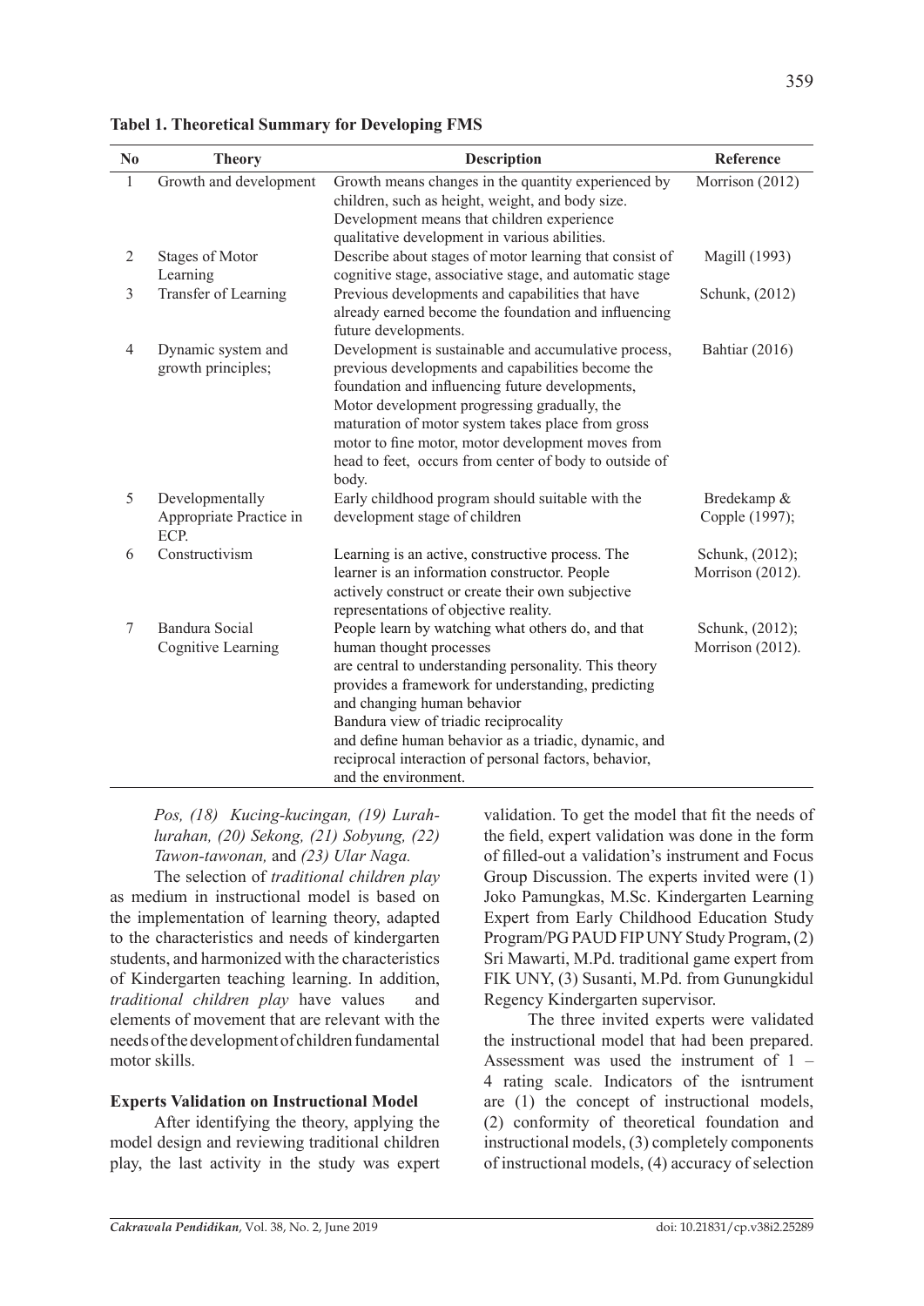**Tabel 1. Theoretical Summary for Developing FMS**

| No | Theory | Description | Reference |
|---|---|---|---|
| 1 | Growth and development | Growth means changes in the quantity experienced by children, such as height, weight, and body size. Development means that children experience qualitative development in various abilities. | Morrison (2012) |
| 2 | Stages of Motor Learning | Describe about stages of motor learning that consist of cognitive stage, associative stage, and automatic stage | Magill (1993) |
| 3 | Transfer of Learning | Previous developments and capabilities that have already earned become the foundation and influencing future developments. | Schunk, (2012) |
| 4 | Dynamic system and growth principles; | Development is sustainable and accumulative process, previous developments and capabilities become the foundation and influencing future developments, Motor development progressing gradually, the maturation of motor system takes place from gross motor to fine motor, motor development moves from head to feet, occurs from center of body to outside of body. | Bahtiar (2016) |
| 5 | Developmentally Appropriate Practice in ECP. | Early childhood program should suitable with the development stage of children | Bredekamp & Copple (1997); |
| 6 | Constructivism | Learning is an active, constructive process. The learner is an information constructor. People actively construct or create their own subjective representations of objective reality. | Schunk, (2012); Morrison (2012). |
| 7 | Bandura Social Cognitive Learning | People learn by watching what others do, and that human thought processes are central to understanding personality. This theory provides a framework for understanding, predicting and changing human behavior Bandura view of triadic reciprocality and define human behavior as a triadic, dynamic, and reciprocal interaction of personal factors, behavior, and the environment. | Schunk, (2012); Morrison (2012). |

*Pos, (18) Kucing-kucingan, (19) Lurah-lurahan, (20) Sekong, (21) Sobyung, (22) Tawon-tawonan,* and *(23) Ular Naga.*

The selection of *traditional children play* as medium in instructional model is based on the implementation of learning theory, adapted to the characteristics and needs of kindergarten students, and harmonized with the characteristics of Kindergarten teaching learning. In addition, *traditional children play* have values and elements of movement that are relevant with the needs of the development of children fundamental motor skills.

**Experts Validation on Instructional Model**

After identifying the theory, applying the model design and reviewing traditional children play, the last activity in the study was expert validation. To get the model that fit the needs of the field, expert validation was done in the form of filled-out a validation's instrument and Focus Group Discussion. The experts invited were (1) Joko Pamungkas, M.Sc. Kindergarten Learning Expert from Early Childhood Education Study Program/PG PAUD FIP UNY Study Program, (2) Sri Mawarti, M.Pd. traditional game expert from FIK UNY, (3) Susanti, M.Pd. from Gunungkidul Regency Kindergarten supervisor.

The three invited experts were validated the instructional model that had been prepared. Assessment was used the instrument of 1 – 4 rating scale. Indicators of the isntrument are (1) the concept of instructional models, (2) conformity of theoretical foundation and instructional models, (3) completely components of instructional models, (4) accuracy of selection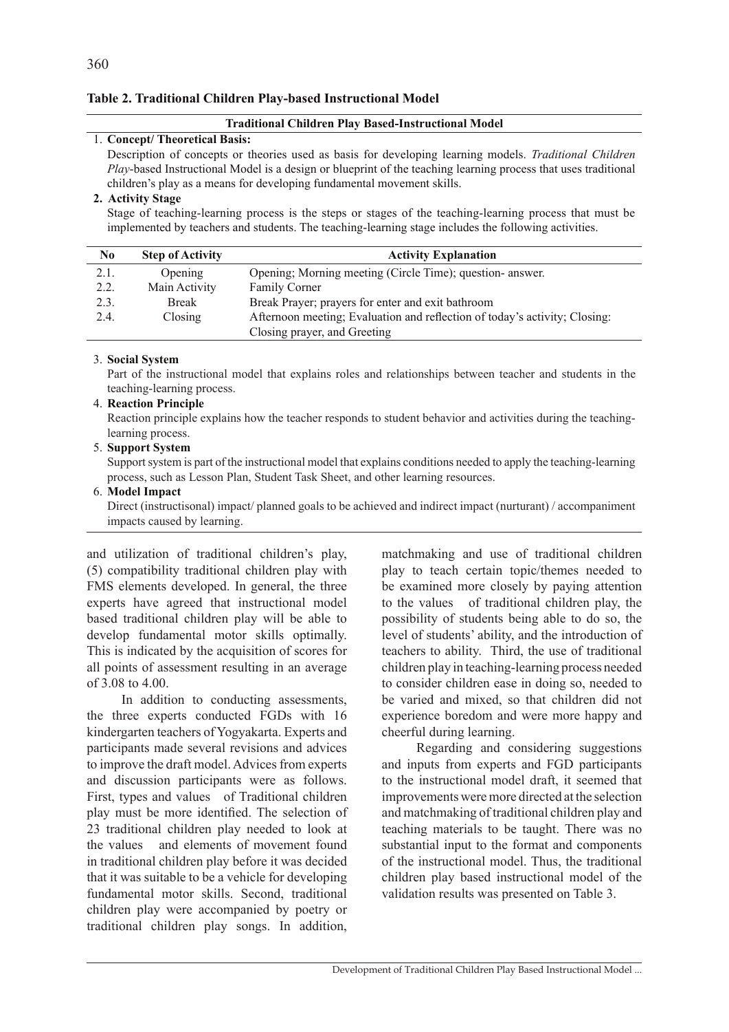**Table 2. Traditional Children Play-based Instructional Model**

**Traditional Children Play Based-Instructional Model**

1. **Concept/ Theoretical Basis:**
   Description of concepts or theories used as basis for developing learning models. *Traditional Children Play*-based Instructional Model is a design or blueprint of the teaching learning process that uses traditional children's play as a means for developing fundamental movement skills.
2. **Activity Stage**
   Stage of teaching-learning process is the steps or stages of the teaching-learning process that must be implemented by teachers and students. The teaching-learning stage includes the following activities.

| No | Step of Activity | Activity Explanation |
|---|---|---|
| 2.1. | Opening | Opening; Morning meeting (Circle Time); question- answer. |
| 2.2. | Main Activity | Family Corner |
| 2.3. | Break | Break Prayer; prayers for enter and exit bathroom |
| 2.4. | Closing | Afternoon meeting; Evaluation and reflection of today's activity; Closing: Closing prayer, and Greeting |

3. **Social System**
   Part of the instructional model that explains roles and relationships between teacher and students in the teaching-learning process.
4. **Reaction Principle**
   Reaction principle explains how the teacher responds to student behavior and activities during the teaching-learning process.
5. **Support System**
   Support system is part of the instructional model that explains conditions needed to apply the teaching-learning process, such as Lesson Plan, Student Task Sheet, and other learning resources.
6. **Model Impact**
   Direct (instructisonal) impact/ planned goals to be achieved and indirect impact (nurturant) / accompaniment impacts caused by learning.

and utilization of traditional children's play, (5) compatibility traditional children play with FMS elements developed. In general, the three experts have agreed that instructional model based traditional children play will be able to develop fundamental motor skills optimally. This is indicated by the acquisition of scores for all points of assessment resulting in an average of 3.08 to 4.00.

In addition to conducting assessments, the three experts conducted FGDs with 16 kindergarten teachers of Yogyakarta. Experts and participants made several revisions and advices to improve the draft model. Advices from experts and discussion participants were as follows. First, types and values of Traditional children play must be more identified. The selection of 23 traditional children play needed to look at the values and elements of movement found in traditional children play before it was decided that it was suitable to be a vehicle for developing fundamental motor skills. Second, traditional children play were accompanied by poetry or traditional children play songs. In addition, matchmaking and use of traditional children play to teach certain topic/themes needed to be examined more closely by paying attention to the values of traditional children play, the possibility of students being able to do so, the level of students' ability, and the introduction of teachers to ability. Third, the use of traditional children play in teaching-learning process needed to consider children ease in doing so, needed to be varied and mixed, so that children did not experience boredom and were more happy and cheerful during learning.

Regarding and considering suggestions and inputs from experts and FGD participants to the instructional model draft, it seemed that improvements were more directed at the selection and matchmaking of traditional children play and teaching materials to be taught. There was no substantial input to the format and components of the instructional model. Thus, the traditional children play based instructional model of the validation results was presented on Table 3.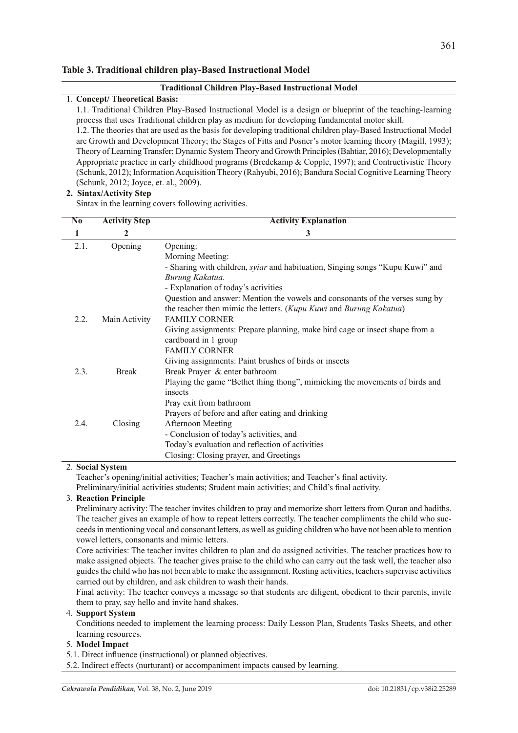**Table 3. Traditional children play-Based Instructional Model**

**Traditional Children Play-Based Instructional Model**

1. **Concept/ Theoretical Basis:**

1.1. Traditional Children Play-Based Instructional Model is a design or blueprint of the teaching-learning process that uses Traditional children play as medium for developing fundamental motor skill.

1.2. The theories that are used as the basis for developing traditional children play-Based Instructional Model are Growth and Development Theory; the Stages of Fitts and Posner's motor learning theory (Magill, 1993); Theory of Learning Transfer; Dynamic System Theory and Growth Principles (Bahtiar, 2016); Developmentally Appropriate practice in early childhood programs (Bredekamp & Copple, 1997); and Contructivistic Theory (Schunk, 2012); Information Acquisition Theory (Rahyubi, 2016); Bandura Social Cognitive Learning Theory (Schunk, 2012; Joyce, et. al., 2009).

**2. Sintax/Activity Step**

Sintax in the learning covers following activities.

| No | Activity Step | Activity Explanation |
|---|---|---|
| 1 | 2 | 3 |
| 2.1. | Opening | Opening:<br>Morning Meeting:<br>- Sharing with children, *syiar* and habituation, Singing songs "Kupu Kuwi" and *Burung Kakatua*.<br>- Explanation of today's activities<br>Question and answer: Mention the vowels and consonants of the verses sung by the teacher then mimic the letters. (*Kupu Kuwi* and *Burung Kakatua*) |
| 2.2. | Main Activity | FAMILY CORNER<br>Giving assignments: Prepare planning, make bird cage or insect shape from a cardboard in 1 group<br>FAMILY CORNER<br>Giving assignments: Paint brushes of birds or insects |
| 2.3. | Break | Break Prayer & enter bathroom<br>Playing the game "Bethet thing thong", mimicking the movements of birds and insects<br>Pray exit from bathroom<br>Prayers of before and after eating and drinking |
| 2.4. | Closing | Afternoon Meeting<br>- Conclusion of today's activities, and<br>Today's evaluation and reflection of activities<br>Closing: Closing prayer, and Greetings |

2. **Social System**

Teacher's opening/initial activities; Teacher's main activities; and Teacher's final activity.
Preliminary/initial activities students; Student main activities; and Child's final activity.

3. **Reaction Principle**

Preliminary activity: The teacher invites children to pray and memorize short letters from Quran and hadiths. The teacher gives an example of how to repeat letters correctly. The teacher compliments the child who succeeds in mentioning vocal and consonant letters, as well as guiding children who have not been able to mention vowel letters, consonants and mimic letters.

Core activities: The teacher invites children to plan and do assigned activities. The teacher practices how to make assigned objects. The teacher gives praise to the child who can carry out the task well, the teacher also guides the child who has not been able to make the assignment. Resting activities, teachers supervise activities carried out by children, and ask children to wash their hands.

Final activity: The teacher conveys a message so that students are diligent, obedient to their parents, invite them to pray, say hello and invite hand shakes.

4. **Support System**

Conditions needed to implement the learning process: Daily Lesson Plan, Students Tasks Sheets, and other learning resources.

5. **Model Impact**

5.1. Direct influence (instructional) or planned objectives.

5.2. Indirect effects (nurturant) or accompaniment impacts caused by learning.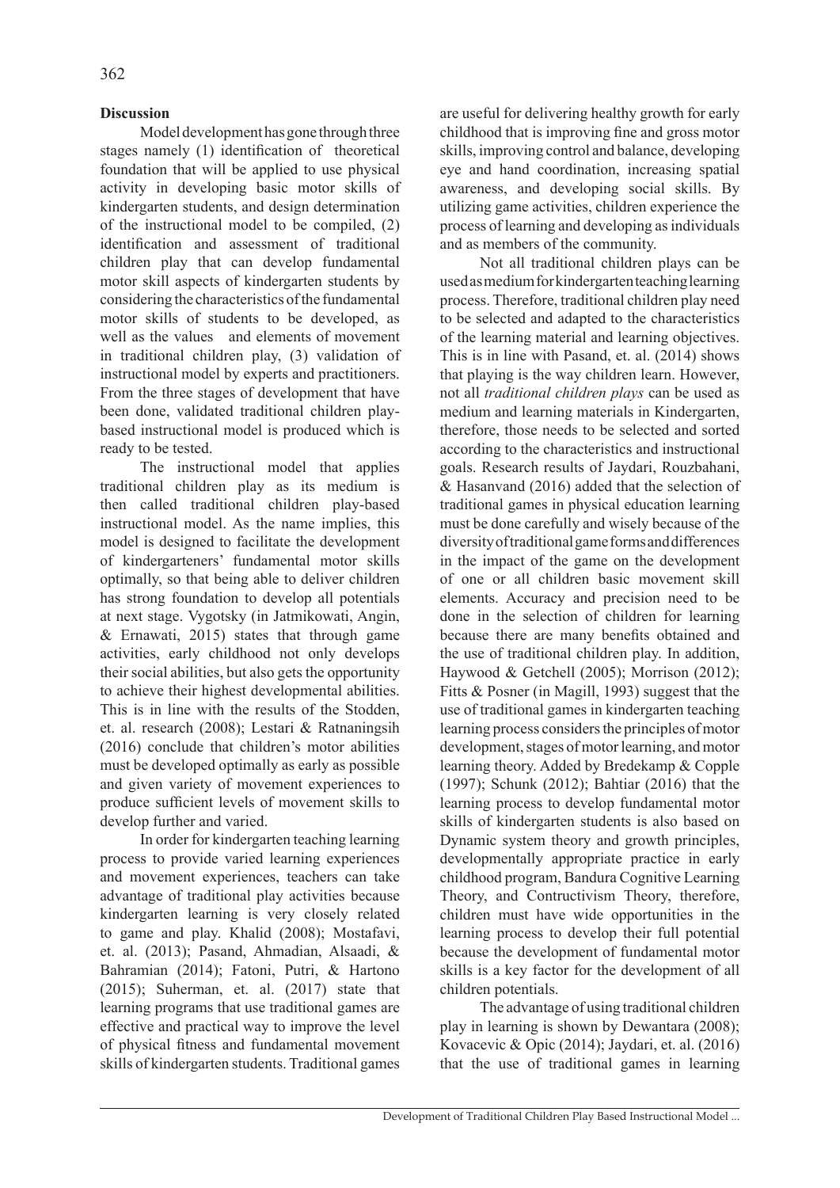## Discussion

Model development has gone through three stages namely (1) identification of theoretical foundation that will be applied to use physical activity in developing basic motor skills of kindergarten students, and design determination of the instructional model to be compiled, (2) identification and assessment of traditional children play that can develop fundamental motor skill aspects of kindergarten students by considering the characteristics of the fundamental motor skills of students to be developed, as well as the values and elements of movement in traditional children play, (3) validation of instructional model by experts and practitioners. From the three stages of development that have been done, validated traditional children play-based instructional model is produced which is ready to be tested.

The instructional model that applies traditional children play as its medium is then called traditional children play-based instructional model. As the name implies, this model is designed to facilitate the development of kindergarteners' fundamental motor skills optimally, so that being able to deliver children has strong foundation to develop all potentials at next stage. Vygotsky (in Jatmikowati, Angin, & Ernawati, 2015) states that through game activities, early childhood not only develops their social abilities, but also gets the opportunity to achieve their highest developmental abilities. This is in line with the results of the Stodden, et. al. research (2008); Lestari & Ratnaningsih (2016) conclude that children's motor abilities must be developed optimally as early as possible and given variety of movement experiences to produce sufficient levels of movement skills to develop further and varied.

In order for kindergarten teaching learning process to provide varied learning experiences and movement experiences, teachers can take advantage of traditional play activities because kindergarten learning is very closely related to game and play. Khalid (2008); Mostafavi, et. al. (2013); Pasand, Ahmadian, Alsaadi, & Bahramian (2014); Fatoni, Putri, & Hartono (2015); Suherman, et. al. (2017) state that learning programs that use traditional games are effective and practical way to improve the level of physical fitness and fundamental movement skills of kindergarten students. Traditional games are useful for delivering healthy growth for early childhood that is improving fine and gross motor skills, improving control and balance, developing eye and hand coordination, increasing spatial awareness, and developing social skills. By utilizing game activities, children experience the process of learning and developing as individuals and as members of the community.

Not all traditional children plays can be used as medium for kindergarten teaching learning process. Therefore, traditional children play need to be selected and adapted to the characteristics of the learning material and learning objectives. This is in line with Pasand, et. al. (2014) shows that playing is the way children learn. However, not all *traditional children plays* can be used as medium and learning materials in Kindergarten, therefore, those needs to be selected and sorted according to the characteristics and instructional goals. Research results of Jaydari, Rouzbahani, & Hasanvand (2016) added that the selection of traditional games in physical education learning must be done carefully and wisely because of the diversity of traditional game forms and differences in the impact of the game on the development of one or all children basic movement skill elements. Accuracy and precision need to be done in the selection of children for learning because there are many benefits obtained and the use of traditional children play. In addition, Haywood & Getchell (2005); Morrison (2012); Fitts & Posner (in Magill, 1993) suggest that the use of traditional games in kindergarten teaching learning process considers the principles of motor development, stages of motor learning, and motor learning theory. Added by Bredekamp & Copple (1997); Schunk (2012); Bahtiar (2016) that the learning process to develop fundamental motor skills of kindergarten students is also based on Dynamic system theory and growth principles, developmentally appropriate practice in early childhood program, Bandura Cognitive Learning Theory, and Contructivism Theory, therefore, children must have wide opportunities in the learning process to develop their full potential because the development of fundamental motor skills is a key factor for the development of all children potentials.

The advantage of using traditional children play in learning is shown by Dewantara (2008); Kovacevic & Opic (2014); Jaydari, et. al. (2016) that the use of traditional games in learning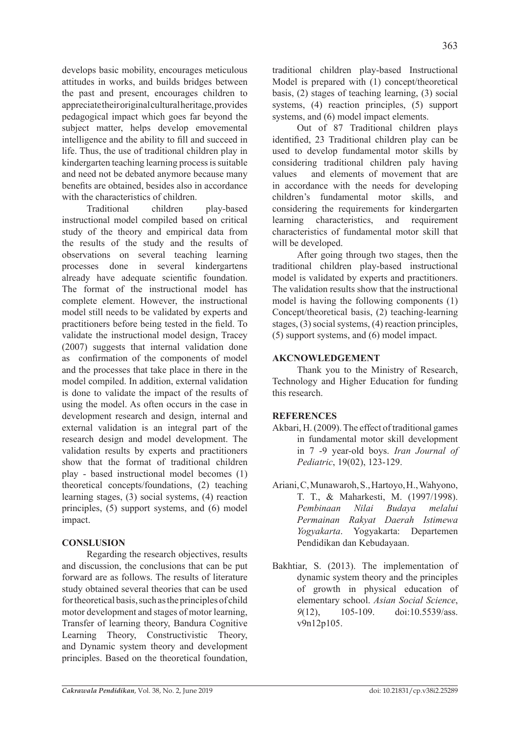develops basic mobility, encourages meticulous attitudes in works, and builds bridges between the past and present, encourages children to appreciate their original cultural heritage, provides pedagogical impact which goes far beyond the subject matter, helps develop emovemental intelligence and the ability to fill and succeed in life. Thus, the use of traditional children play in kindergarten teaching learning process is suitable and need not be debated anymore because many benefits are obtained, besides also in accordance with the characteristics of children.

Traditional children play-based instructional model compiled based on critical study of the theory and empirical data from the results of the study and the results of observations on several teaching learning processes done in several kindergartens already have adequate scientific foundation. The format of the instructional model has complete element. However, the instructional model still needs to be validated by experts and practitioners before being tested in the field. To validate the instructional model design, Tracey (2007) suggests that internal validation done as confirmation of the components of model and the processes that take place in there in the model compiled. In addition, external validation is done to validate the impact of the results of using the model. As often occurs in the case in development research and design, internal and external validation is an integral part of the research design and model development. The validation results by experts and practitioners show that the format of traditional children play - based instructional model becomes (1) theoretical concepts/foundations, (2) teaching learning stages, (3) social systems, (4) reaction principles, (5) support systems, and (6) model impact.

## CONSLUSION

Regarding the research objectives, results and discussion, the conclusions that can be put forward are as follows. The results of literature study obtained several theories that can be used for theoretical basis, such as the principles of child motor development and stages of motor learning, Transfer of learning theory, Bandura Cognitive Learning Theory, Constructivistic Theory, and Dynamic system theory and development principles. Based on the theoretical foundation, traditional children play-based Instructional Model is prepared with (1) concept/theoretical basis, (2) stages of teaching learning, (3) social systems, (4) reaction principles, (5) support systems, and (6) model impact elements.

Out of 87 Traditional children plays identified, 23 Traditional children play can be used to develop fundamental motor skills by considering traditional children paly having values and elements of movement that are in accordance with the needs for developing children's fundamental motor skills, and considering the requirements for kindergarten learning characteristics, and requirement characteristics of fundamental motor skill that will be developed.

After going through two stages, then the traditional children play-based instructional model is validated by experts and practitioners. The validation results show that the instructional model is having the following components (1) Concept/theoretical basis, (2) teaching-learning stages, (3) social systems, (4) reaction principles, (5) support systems, and (6) model impact.

## AKCNOWLEDGEMENT

Thank you to the Ministry of Research, Technology and Higher Education for funding this research.

## REFERENCES

Akbari, H. (2009). The effect of traditional games in fundamental motor skill development in 7 -9 year-old boys. *Iran Journal of Pediatric*, 19(02), 123-129.

Ariani, C, Munawaroh, S., Hartoyo, H., Wahyono, T. T., & Maharkesti, M. (1997/1998). *Pembinaan Nilai Budaya melalui Permainan Rakyat Daerah Istimewa Yogyakarta*. Yogyakarta: Departemen Pendidikan dan Kebudayaan.

Bakhtiar, S. (2013). The implementation of dynamic system theory and the principles of growth in physical education of elementary school. *Asian Social Science*, *9*(12), 105-109. doi:10.5539/ass.v9n12p105.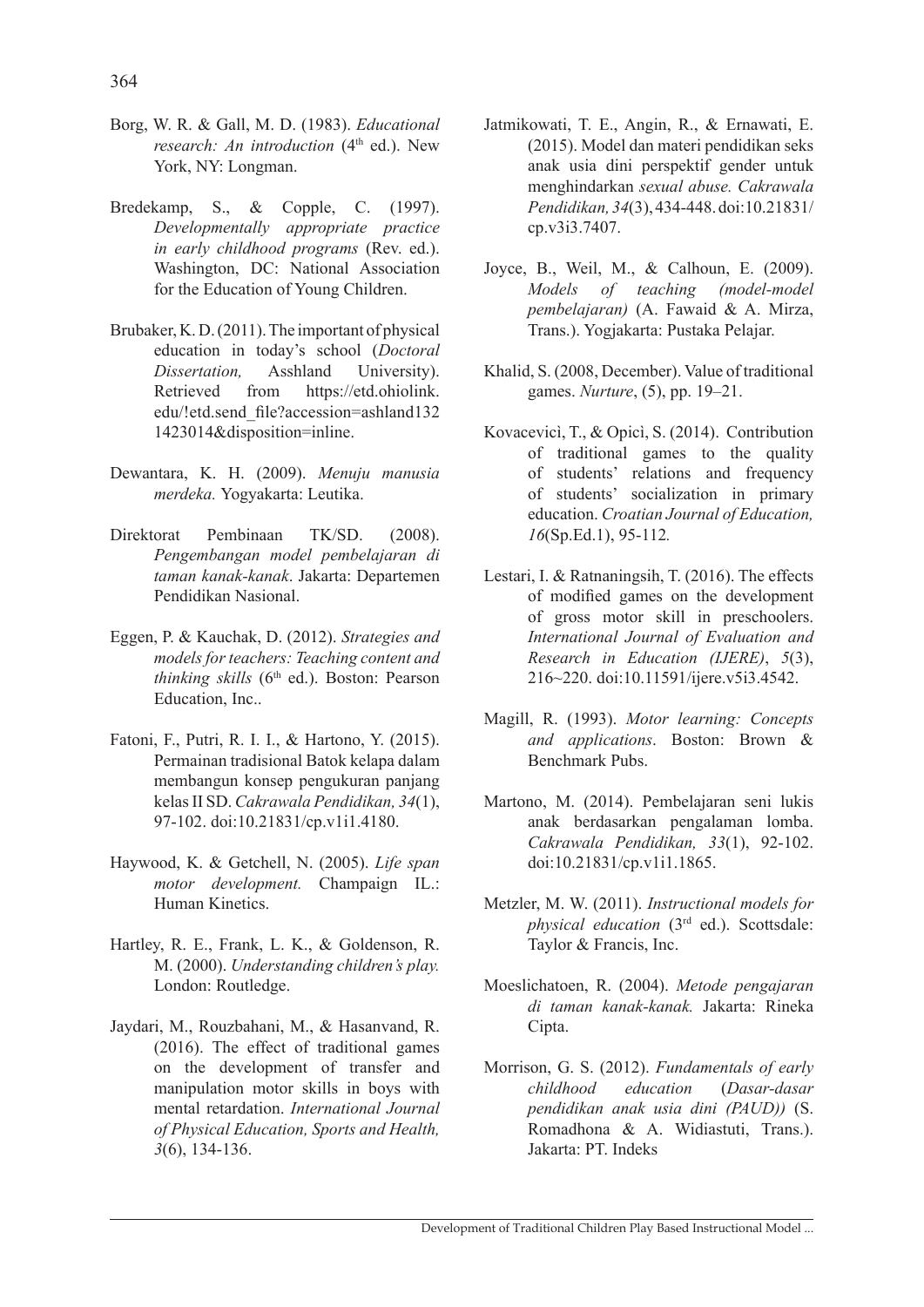Borg, W. R. & Gall, M. D. (1983). *Educational research: An introduction* (4th ed.). New York, NY: Longman.

Bredekamp, S., & Copple, C. (1997). *Developmentally appropriate practice in early childhood programs* (Rev. ed.). Washington, DC: National Association for the Education of Young Children.

Brubaker, K. D. (2011). The important of physical education in today's school (*Doctoral Dissertation,* Asshland University). Retrieved from https://etd.ohiolink.edu/!etd.send_file?accession=ashland1321423014&disposition=inline.

Dewantara, K. H. (2009). *Menuju manusia merdeka.* Yogyakarta: Leutika.

Direktorat Pembinaan TK/SD. (2008). *Pengembangan model pembelajaran di taman kanak-kanak*. Jakarta: Departemen Pendidikan Nasional.

Eggen, P. & Kauchak, D. (2012). *Strategies and models for teachers: Teaching content and thinking skills* (6th ed.). Boston: Pearson Education, Inc..

Fatoni, F., Putri, R. I. I., & Hartono, Y. (2015). Permainan tradisional Batok kelapa dalam membangun konsep pengukuran panjang kelas II SD. *Cakrawala Pendidikan, 34*(1), 97-102. doi:10.21831/cp.v1i1.4180.

Haywood, K. & Getchell, N. (2005). *Life span motor development.* Champaign IL.: Human Kinetics.

Hartley, R. E., Frank, L. K., & Goldenson, R. M. (2000). *Understanding children's play.* London: Routledge.

Jaydari, M., Rouzbahani, M., & Hasanvand, R. (2016). The effect of traditional games on the development of transfer and manipulation motor skills in boys with mental retardation. *International Journal of Physical Education, Sports and Health, 3*(6), 134-136.

Jatmikowati, T. E., Angin, R., & Ernawati, E. (2015). Model dan materi pendidikan seks anak usia dini perspektif gender untuk menghindarkan *sexual abuse. Cakrawala Pendidikan, 34*(3), 434-448. doi:10.21831/cp.v3i3.7407.

Joyce, B., Weil, M., & Calhoun, E. (2009). *Models of teaching (model-model pembelajaran)* (A. Fawaid & A. Mirza, Trans.). Yogjakarta: Pustaka Pelajar.

Khalid, S. (2008, December). Value of traditional games. *Nurture*, (5), pp. 19–21.

Kovacevicì, T., & Opicì, S. (2014). Contribution of traditional games to the quality of students' relations and frequency of students' socialization in primary education. *Croatian Journal of Education, 16*(Sp.Ed.1), 95-112.

Lestari, I. & Ratnaningsih, T. (2016). The effects of modified games on the development of gross motor skill in preschoolers. *International Journal of Evaluation and Research in Education (IJERE)*, *5*(3), 216~220. doi:10.11591/ijere.v5i3.4542.

Magill, R. (1993). *Motor learning: Concepts and applications*. Boston: Brown & Benchmark Pubs.

Martono, M. (2014). Pembelajaran seni lukis anak berdasarkan pengalaman lomba. *Cakrawala Pendidikan, 33*(1), 92-102. doi:10.21831/cp.v1i1.1865.

Metzler, M. W. (2011). *Instructional models for physical education* (3rd ed.). Scottsdale: Taylor & Francis, Inc.

Moeslichatoen, R. (2004). *Metode pengajaran di taman kanak-kanak.* Jakarta: Rineka Cipta.

Morrison, G. S. (2012). *Fundamentals of early childhood education* (*Dasar-dasar pendidikan anak usia dini (PAUD))* (S. Romadhona & A. Widiastuti, Trans.). Jakarta: PT. Indeks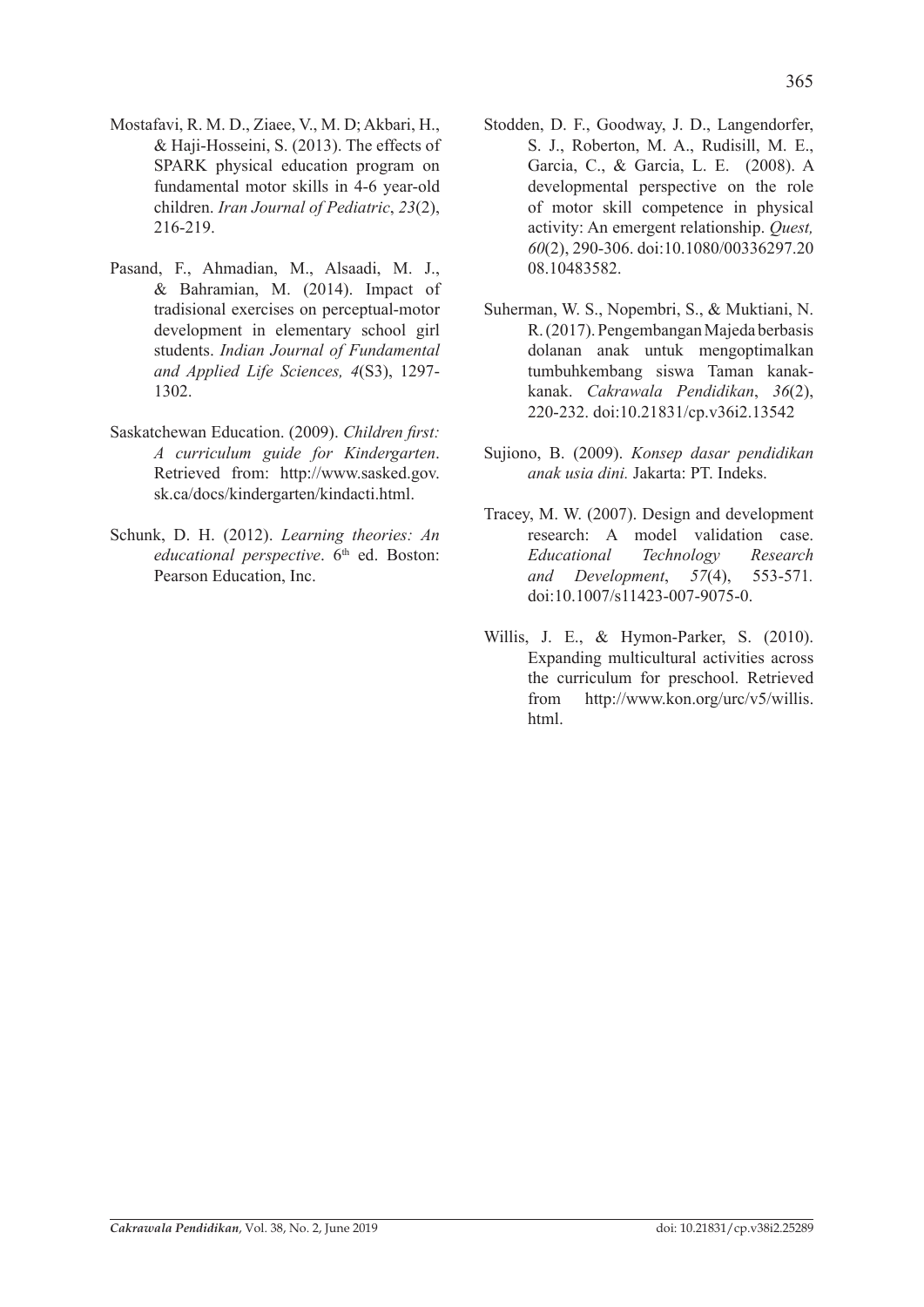Mostafavi, R. M. D., Ziaee, V., M. D; Akbari, H., & Haji-Hosseini, S. (2013). The effects of SPARK physical education program on fundamental motor skills in 4-6 year-old children. *Iran Journal of Pediatric*, *23*(2), 216-219.

Pasand, F., Ahmadian, M., Alsaadi, M. J., & Bahramian, M. (2014). Impact of tradisional exercises on perceptual-motor development in elementary school girl students. *Indian Journal of Fundamental and Applied Life Sciences, 4*(S3), 1297-1302.

Saskatchewan Education. (2009). *Children first: A curriculum guide for Kindergarten*. Retrieved from: http://www.sasked.gov.sk.ca/docs/kindergarten/kindacti.html.

Schunk, D. H. (2012). *Learning theories: An educational perspective*. 6th ed. Boston: Pearson Education, Inc.

Stodden, D. F., Goodway, J. D., Langendorfer, S. J., Roberton, M. A., Rudisill, M. E., Garcia, C., & Garcia, L. E. (2008). A developmental perspective on the role of motor skill competence in physical activity: An emergent relationship. *Quest, 60*(2), 290-306. doi:10.1080/00336297.2008.10483582.

Suherman, W. S., Nopembri, S., & Muktiani, N. R. (2017). Pengembangan Majeda berbasis dolanan anak untuk mengoptimalkan tumbuhkembang siswa Taman kanak-kanak. *Cakrawala Pendidikan*, *36*(2), 220-232. doi:10.21831/cp.v36i2.13542

Sujiono, B. (2009). *Konsep dasar pendidikan anak usia dini.* Jakarta: PT. Indeks.

Tracey, M. W. (2007). Design and development research: A model validation case. *Educational Technology Research and Development*, *57*(4), 553-571. doi:10.1007/s11423-007-9075-0.

Willis, J. E., & Hymon-Parker, S. (2010). Expanding multicultural activities across the curriculum for preschool. Retrieved from http://www.kon.org/urc/v5/willis.html.